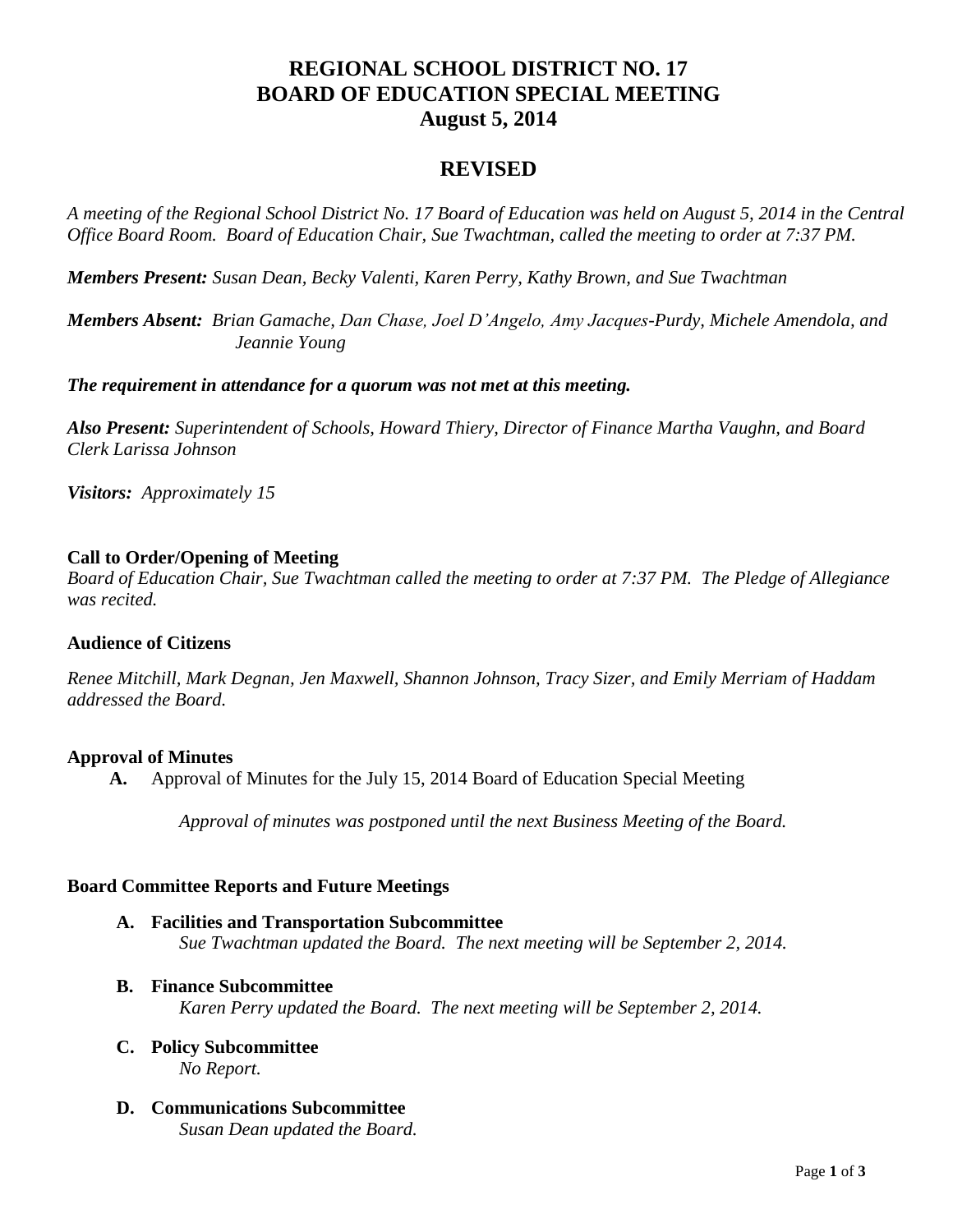# REGIONAL SCHOOL DISTRICT NO. 17
# BOARD OF EDUCATION SPECIAL MEETING
# August 5, 2014

## REVISED

*A meeting of the Regional School District No. 17 Board of Education was held on August 5, 2014 in the Central Office Board Room. Board of Education Chair, Sue Twachtman, called the meeting to order at 7:37 PM.*

***Members Present:*** *Susan Dean, Becky Valenti, Karen Perry, Kathy Brown, and Sue Twachtman*

***Members Absent:*** *Brian Gamache, Dan Chase, Joel D'Angelo, Amy Jacques-Purdy, Michele Amendola, and Jeannie Young*

***The requirement in attendance for a quorum was not met at this meeting.***

***Also Present:*** *Superintendent of Schools, Howard Thiery, Director of Finance Martha Vaughn, and Board Clerk Larissa Johnson*

***Visitors:*** *Approximately 15*

**Call to Order/Opening of Meeting**

*Board of Education Chair, Sue Twachtman called the meeting to order at 7:37 PM. The Pledge of Allegiance was recited.*

**Audience of Citizens**

*Renee Mitchill, Mark Degnan, Jen Maxwell, Shannon Johnson, Tracy Sizer, and Emily Merriam of Haddam addressed the Board.*

**Approval of Minutes**

**A.** Approval of Minutes for the July 15, 2014 Board of Education Special Meeting

*Approval of minutes was postponed until the next Business Meeting of the Board.*

**Board Committee Reports and Future Meetings**

**A. Facilities and Transportation Subcommittee**
*Sue Twachtman updated the Board. The next meeting will be September 2, 2014.*

**B. Finance Subcommittee**
*Karen Perry updated the Board. The next meeting will be September 2, 2014.*

**C. Policy Subcommittee**
*No Report.*

**D. Communications Subcommittee**
*Susan Dean updated the Board.*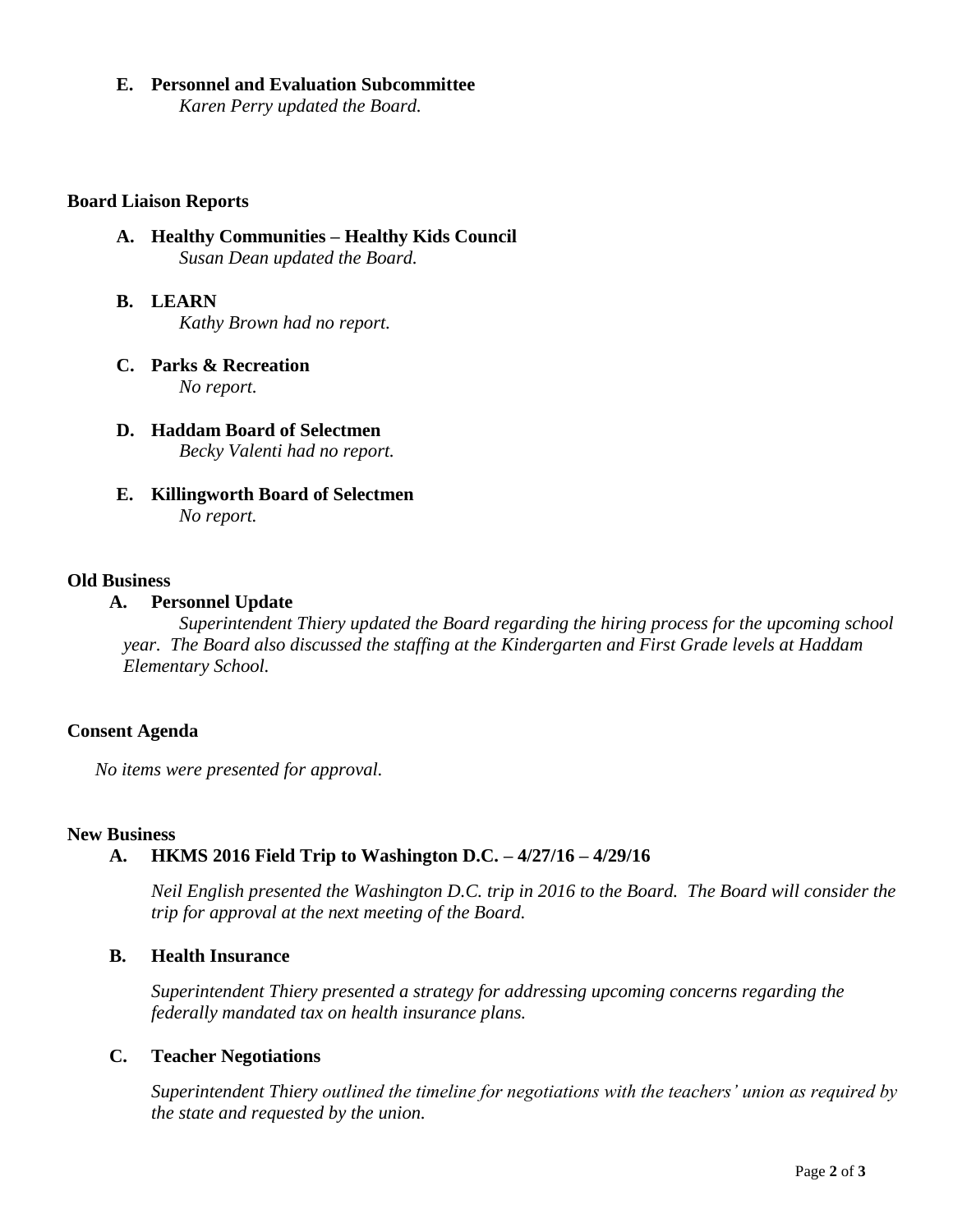**E. Personnel and Evaluation Subcommittee**

*Karen Perry updated the Board.*

## Board Liaison Reports

**A. Healthy Communities – Healthy Kids Council**

*Susan Dean updated the Board.*

**B. LEARN**

*Kathy Brown had no report.*

**C. Parks & Recreation**

*No report.*

**D. Haddam Board of Selectmen**

*Becky Valenti had no report.*

**E. Killingworth Board of Selectmen**

*No report.*

## Old Business

**A. Personnel Update**

*Superintendent Thiery updated the Board regarding the hiring process for the upcoming school year. The Board also discussed the staffing at the Kindergarten and First Grade levels at Haddam Elementary School.*

## Consent Agenda

*No items were presented for approval.*

## New Business

**A. HKMS 2016 Field Trip to Washington D.C. – 4/27/16 – 4/29/16**

*Neil English presented the Washington D.C. trip in 2016 to the Board. The Board will consider the trip for approval at the next meeting of the Board.*

**B. Health Insurance**

*Superintendent Thiery presented a strategy for addressing upcoming concerns regarding the federally mandated tax on health insurance plans.*

**C. Teacher Negotiations**

*Superintendent Thiery outlined the timeline for negotiations with the teachers' union as required by the state and requested by the union.*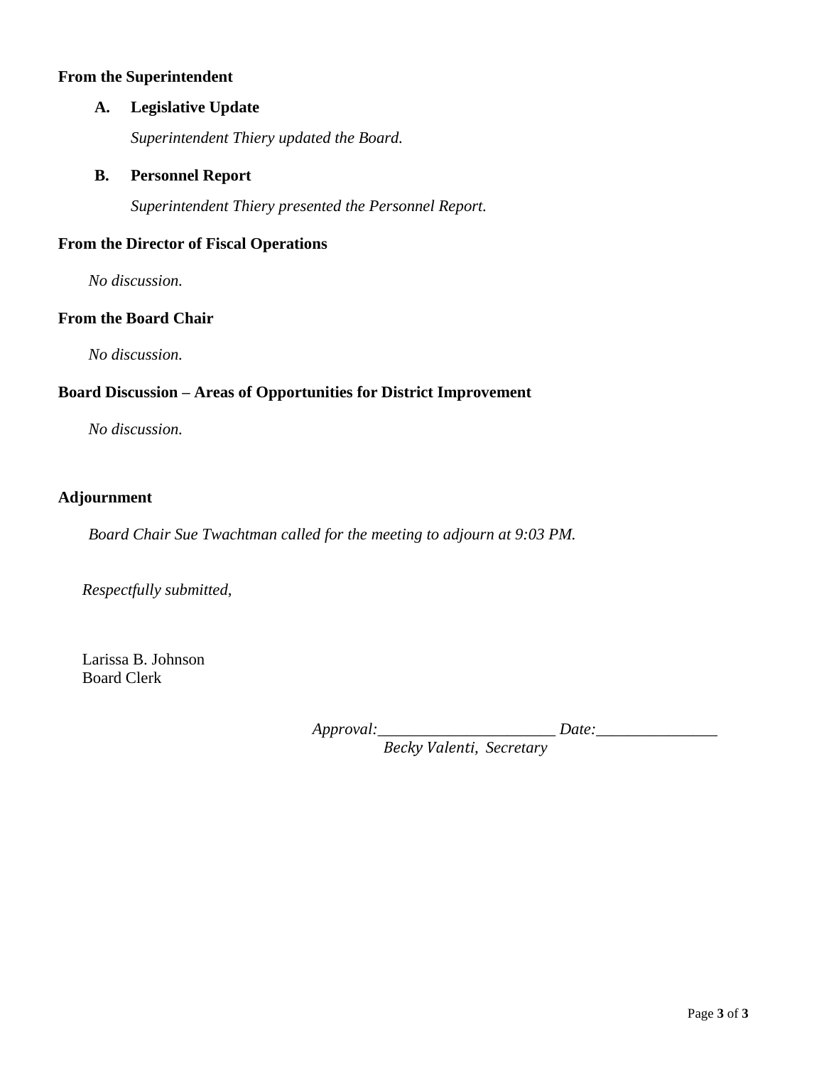**From the Superintendent**

**A. Legislative Update**

*Superintendent Thiery updated the Board.*

**B. Personnel Report**

*Superintendent Thiery presented the Personnel Report.*

**From the Director of Fiscal Operations**

*No discussion.*

**From the Board Chair**

*No discussion.*

**Board Discussion – Areas of Opportunities for District Improvement**

*No discussion.*

**Adjournment**

*Board Chair Sue Twachtman called for the meeting to adjourn at 9:03 PM.*

*Respectfully submitted,*

Larissa B. Johnson
Board Clerk

*Approval:*_____________________ *Date:*_______________
*Becky Valenti, Secretary*